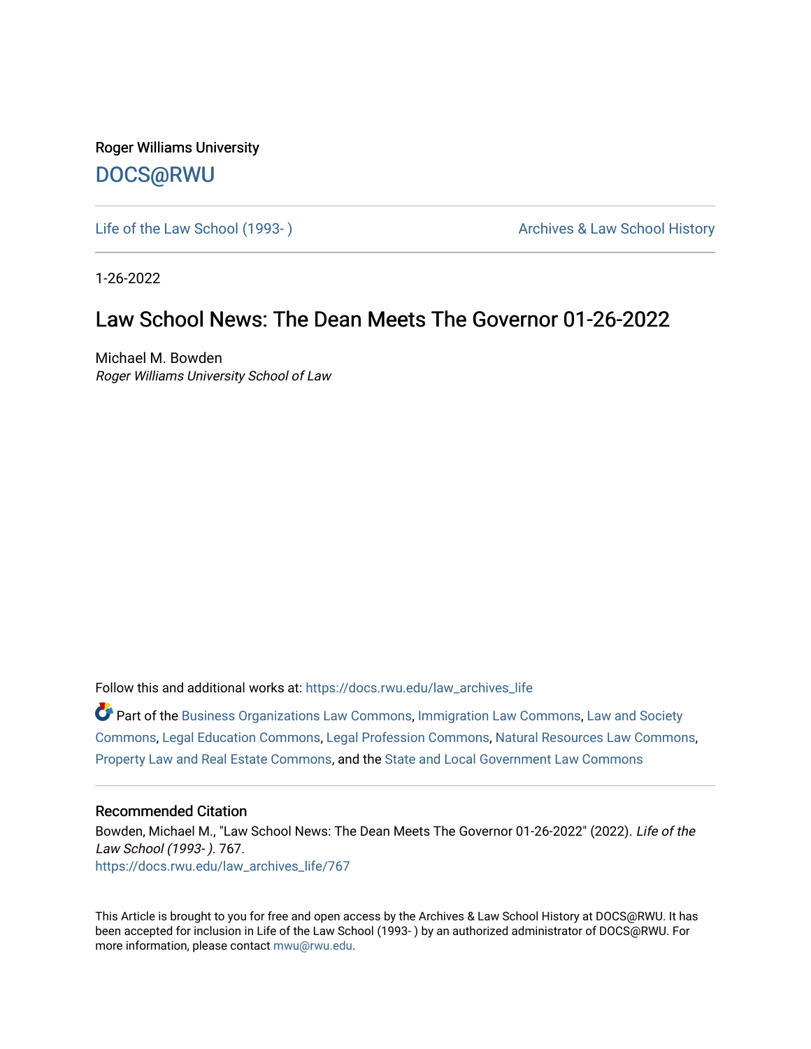Roger Williams University

DOCS@RWU

Life of the Law School (1993- ) | Archives & Law School History

1-26-2022

# Law School News: The Dean Meets The Governor 01-26-2022

Michael M. Bowden
*Roger Williams University School of Law*

Follow this and additional works at: https://docs.rwu.edu/law_archives_life

Part of the Business Organizations Law Commons, Immigration Law Commons, Law and Society Commons, Legal Education Commons, Legal Profession Commons, Natural Resources Law Commons, Property Law and Real Estate Commons, and the State and Local Government Law Commons

## Recommended Citation

Bowden, Michael M., "Law School News: The Dean Meets The Governor 01-26-2022" (2022). *Life of the Law School (1993- )*. 767.
https://docs.rwu.edu/law_archives_life/767

This Article is brought to you for free and open access by the Archives & Law School History at DOCS@RWU. It has been accepted for inclusion in Life of the Law School (1993- ) by an authorized administrator of DOCS@RWU. For more information, please contact mwu@rwu.edu.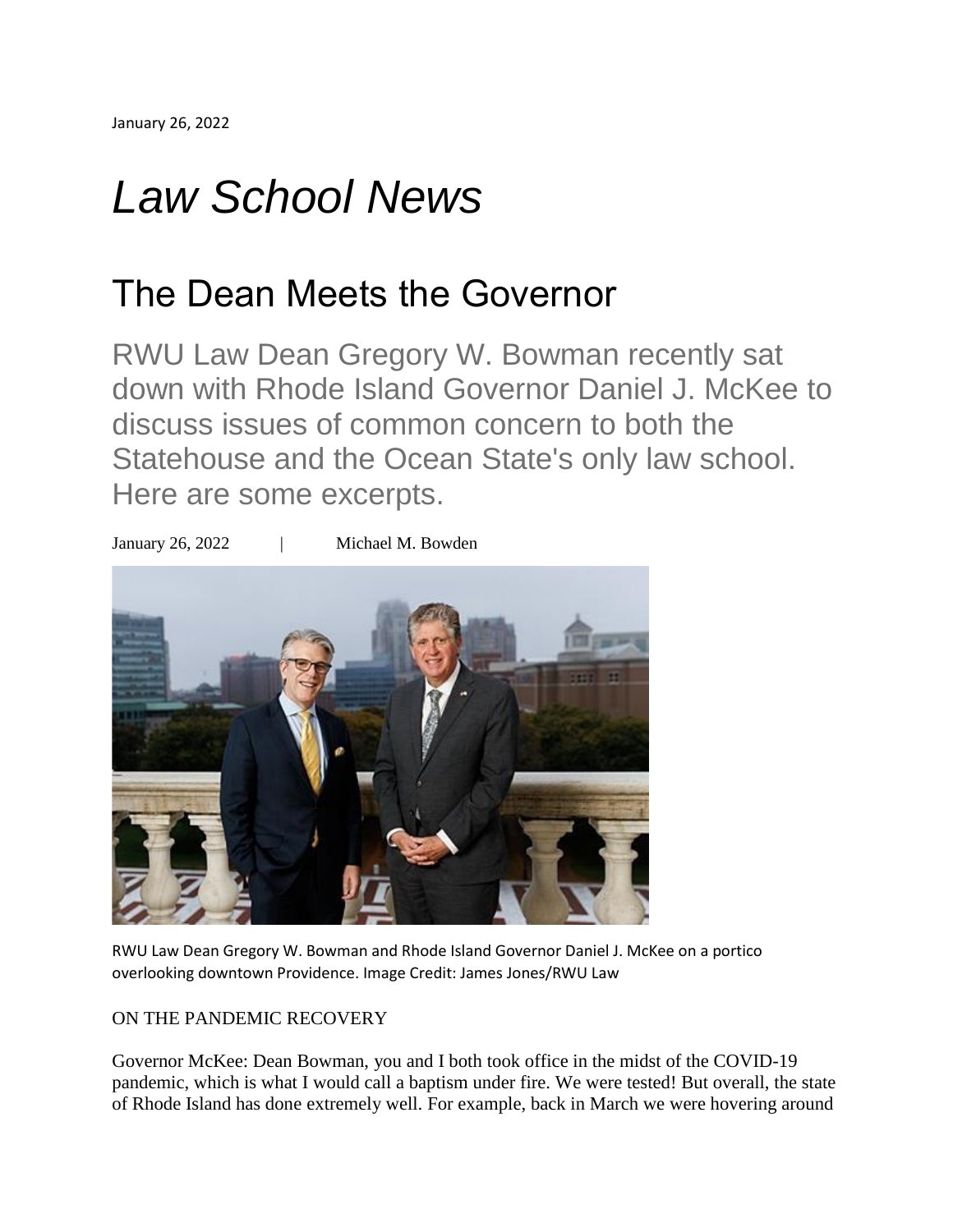January 26, 2022

# *Law School News*

## The Dean Meets the Governor

RWU Law Dean Gregory W. Bowman recently sat down with Rhode Island Governor Daniel J. McKee to discuss issues of common concern to both the Statehouse and the Ocean State's only law school. Here are some excerpts.

January 26, 2022 | Michael M. Bowden

RWU Law Dean Gregory W. Bowman and Rhode Island Governor Daniel J. McKee on a portico overlooking downtown Providence. Image Credit: James Jones/RWU Law

ON THE PANDEMIC RECOVERY

Governor McKee: Dean Bowman, you and I both took office in the midst of the COVID-19 pandemic, which is what I would call a baptism under fire. We were tested! But overall, the state of Rhode Island has done extremely well. For example, back in March we were hovering around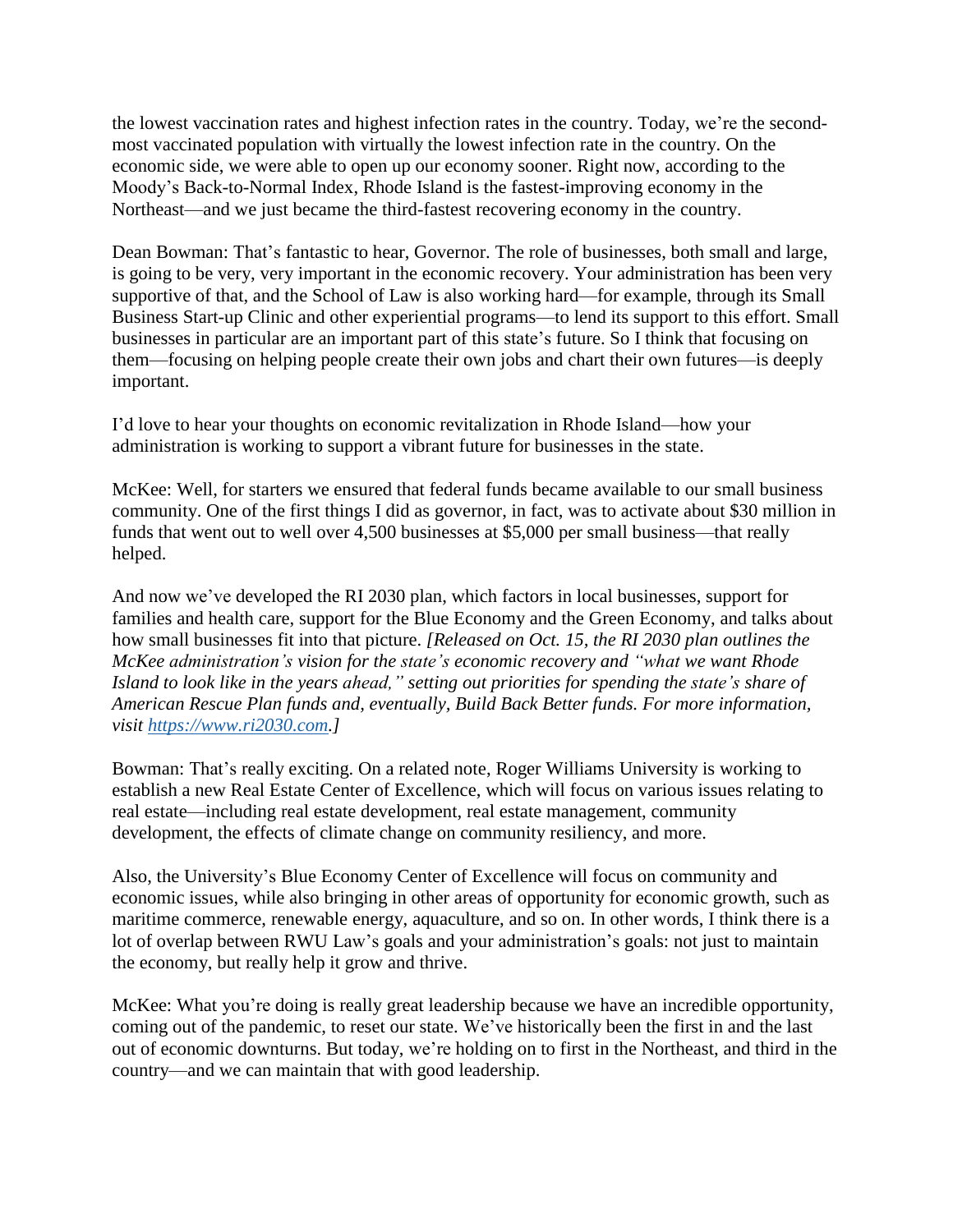the lowest vaccination rates and highest infection rates in the country. Today, we're the second-most vaccinated population with virtually the lowest infection rate in the country. On the economic side, we were able to open up our economy sooner. Right now, according to the Moody's Back-to-Normal Index, Rhode Island is the fastest-improving economy in the Northeast—and we just became the third-fastest recovering economy in the country.

Dean Bowman: That's fantastic to hear, Governor. The role of businesses, both small and large, is going to be very, very important in the economic recovery. Your administration has been very supportive of that, and the School of Law is also working hard—for example, through its Small Business Start-up Clinic and other experiential programs—to lend its support to this effort. Small businesses in particular are an important part of this state's future. So I think that focusing on them—focusing on helping people create their own jobs and chart their own futures—is deeply important.

I'd love to hear your thoughts on economic revitalization in Rhode Island—how your administration is working to support a vibrant future for businesses in the state.

McKee: Well, for starters we ensured that federal funds became available to our small business community. One of the first things I did as governor, in fact, was to activate about $30 million in funds that went out to well over 4,500 businesses at $5,000 per small business—that really helped.

And now we've developed the RI 2030 plan, which factors in local businesses, support for families and health care, support for the Blue Economy and the Green Economy, and talks about how small businesses fit into that picture. *[Released on Oct. 15, the RI 2030 plan outlines the McKee administration's vision for the state's economic recovery and "what we want Rhode Island to look like in the years ahead," setting out priorities for spending the state's share of American Rescue Plan funds and, eventually, Build Back Better funds. For more information, visit [https://www.ri2030.com](https://www.ri2030.com).]*

Bowman: That's really exciting. On a related note, Roger Williams University is working to establish a new Real Estate Center of Excellence, which will focus on various issues relating to real estate—including real estate development, real estate management, community development, the effects of climate change on community resiliency, and more.

Also, the University's Blue Economy Center of Excellence will focus on community and economic issues, while also bringing in other areas of opportunity for economic growth, such as maritime commerce, renewable energy, aquaculture, and so on. In other words, I think there is a lot of overlap between RWU Law's goals and your administration's goals: not just to maintain the economy, but really help it grow and thrive.

McKee: What you're doing is really great leadership because we have an incredible opportunity, coming out of the pandemic, to reset our state. We've historically been the first in and the last out of economic downturns. But today, we're holding on to first in the Northeast, and third in the country—and we can maintain that with good leadership.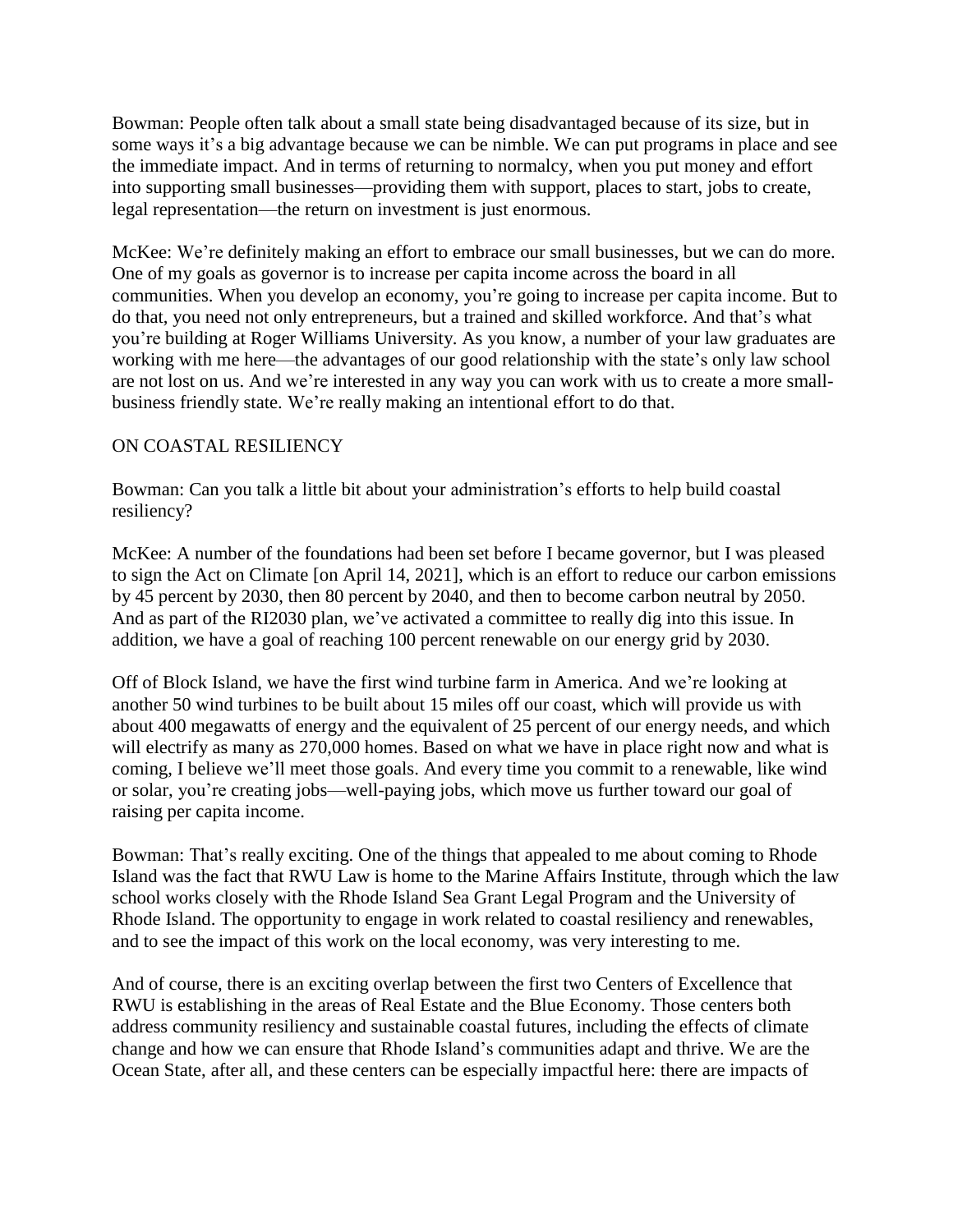Bowman: People often talk about a small state being disadvantaged because of its size, but in some ways it's a big advantage because we can be nimble. We can put programs in place and see the immediate impact. And in terms of returning to normalcy, when you put money and effort into supporting small businesses—providing them with support, places to start, jobs to create, legal representation—the return on investment is just enormous.

McKee: We're definitely making an effort to embrace our small businesses, but we can do more. One of my goals as governor is to increase per capita income across the board in all communities. When you develop an economy, you're going to increase per capita income. But to do that, you need not only entrepreneurs, but a trained and skilled workforce. And that's what you're building at Roger Williams University. As you know, a number of your law graduates are working with me here—the advantages of our good relationship with the state's only law school are not lost on us. And we're interested in any way you can work with us to create a more small-business friendly state. We're really making an intentional effort to do that.

## ON COASTAL RESILIENCY

Bowman: Can you talk a little bit about your administration's efforts to help build coastal resiliency?

McKee: A number of the foundations had been set before I became governor, but I was pleased to sign the Act on Climate [on April 14, 2021], which is an effort to reduce our carbon emissions by 45 percent by 2030, then 80 percent by 2040, and then to become carbon neutral by 2050. And as part of the RI2030 plan, we've activated a committee to really dig into this issue. In addition, we have a goal of reaching 100 percent renewable on our energy grid by 2030.

Off of Block Island, we have the first wind turbine farm in America. And we're looking at another 50 wind turbines to be built about 15 miles off our coast, which will provide us with about 400 megawatts of energy and the equivalent of 25 percent of our energy needs, and which will electrify as many as 270,000 homes. Based on what we have in place right now and what is coming, I believe we'll meet those goals. And every time you commit to a renewable, like wind or solar, you're creating jobs—well-paying jobs, which move us further toward our goal of raising per capita income.

Bowman: That's really exciting. One of the things that appealed to me about coming to Rhode Island was the fact that RWU Law is home to the Marine Affairs Institute, through which the law school works closely with the Rhode Island Sea Grant Legal Program and the University of Rhode Island. The opportunity to engage in work related to coastal resiliency and renewables, and to see the impact of this work on the local economy, was very interesting to me.

And of course, there is an exciting overlap between the first two Centers of Excellence that RWU is establishing in the areas of Real Estate and the Blue Economy. Those centers both address community resiliency and sustainable coastal futures, including the effects of climate change and how we can ensure that Rhode Island's communities adapt and thrive. We are the Ocean State, after all, and these centers can be especially impactful here: there are impacts of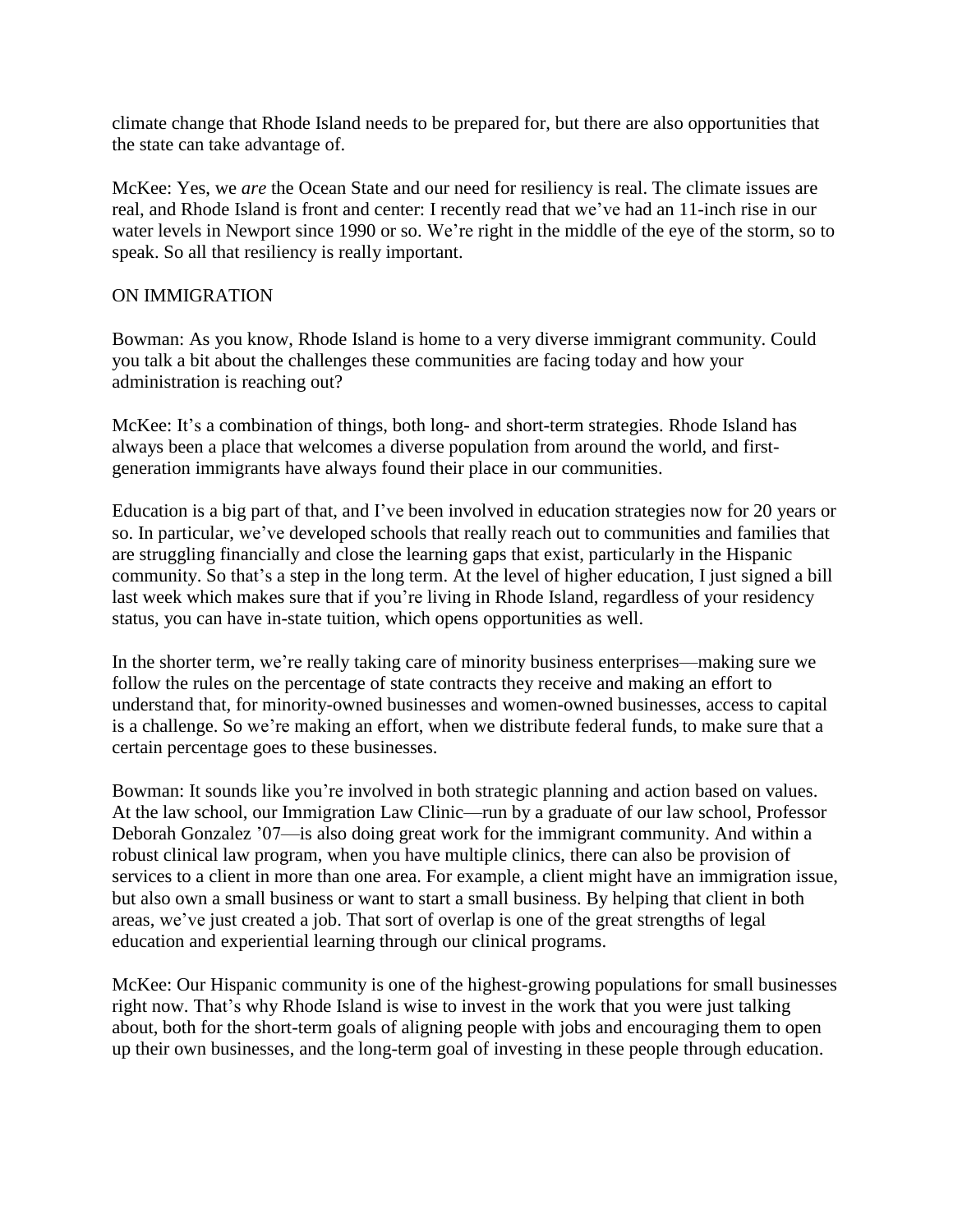climate change that Rhode Island needs to be prepared for, but there are also opportunities that the state can take advantage of.

McKee: Yes, we *are* the Ocean State and our need for resiliency is real. The climate issues are real, and Rhode Island is front and center: I recently read that we've had an 11-inch rise in our water levels in Newport since 1990 or so. We're right in the middle of the eye of the storm, so to speak. So all that resiliency is really important.

## ON IMMIGRATION

Bowman: As you know, Rhode Island is home to a very diverse immigrant community. Could you talk a bit about the challenges these communities are facing today and how your administration is reaching out?

McKee: It's a combination of things, both long- and short-term strategies. Rhode Island has always been a place that welcomes a diverse population from around the world, and first-generation immigrants have always found their place in our communities.

Education is a big part of that, and I've been involved in education strategies now for 20 years or so. In particular, we've developed schools that really reach out to communities and families that are struggling financially and close the learning gaps that exist, particularly in the Hispanic community. So that's a step in the long term. At the level of higher education, I just signed a bill last week which makes sure that if you're living in Rhode Island, regardless of your residency status, you can have in-state tuition, which opens opportunities as well.

In the shorter term, we're really taking care of minority business enterprises—making sure we follow the rules on the percentage of state contracts they receive and making an effort to understand that, for minority-owned businesses and women-owned businesses, access to capital is a challenge. So we're making an effort, when we distribute federal funds, to make sure that a certain percentage goes to these businesses.

Bowman: It sounds like you're involved in both strategic planning and action based on values. At the law school, our Immigration Law Clinic—run by a graduate of our law school, Professor Deborah Gonzalez '07—is also doing great work for the immigrant community. And within a robust clinical law program, when you have multiple clinics, there can also be provision of services to a client in more than one area. For example, a client might have an immigration issue, but also own a small business or want to start a small business. By helping that client in both areas, we've just created a job. That sort of overlap is one of the great strengths of legal education and experiential learning through our clinical programs.

McKee: Our Hispanic community is one of the highest-growing populations for small businesses right now. That's why Rhode Island is wise to invest in the work that you were just talking about, both for the short-term goals of aligning people with jobs and encouraging them to open up their own businesses, and the long-term goal of investing in these people through education.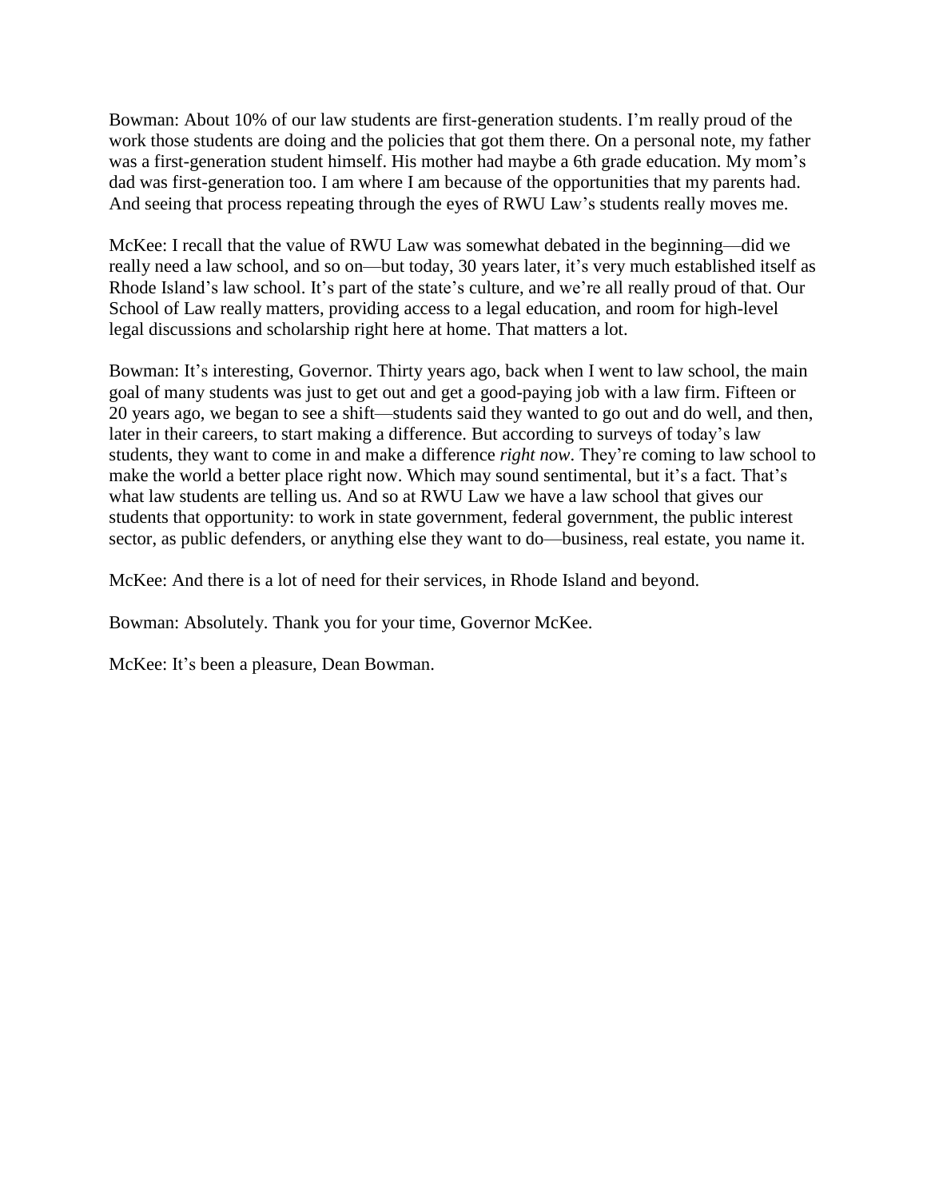Bowman: About 10% of our law students are first-generation students. I'm really proud of the work those students are doing and the policies that got them there. On a personal note, my father was a first-generation student himself. His mother had maybe a 6th grade education. My mom's dad was first-generation too. I am where I am because of the opportunities that my parents had. And seeing that process repeating through the eyes of RWU Law's students really moves me.

McKee: I recall that the value of RWU Law was somewhat debated in the beginning—did we really need a law school, and so on—but today, 30 years later, it's very much established itself as Rhode Island's law school. It's part of the state's culture, and we're all really proud of that. Our School of Law really matters, providing access to a legal education, and room for high-level legal discussions and scholarship right here at home. That matters a lot.

Bowman: It's interesting, Governor. Thirty years ago, back when I went to law school, the main goal of many students was just to get out and get a good-paying job with a law firm. Fifteen or 20 years ago, we began to see a shift—students said they wanted to go out and do well, and then, later in their careers, to start making a difference. But according to surveys of today's law students, they want to come in and make a difference *right now*. They're coming to law school to make the world a better place right now. Which may sound sentimental, but it's a fact. That's what law students are telling us. And so at RWU Law we have a law school that gives our students that opportunity: to work in state government, federal government, the public interest sector, as public defenders, or anything else they want to do—business, real estate, you name it.

McKee: And there is a lot of need for their services, in Rhode Island and beyond.

Bowman: Absolutely. Thank you for your time, Governor McKee.

McKee: It's been a pleasure, Dean Bowman.